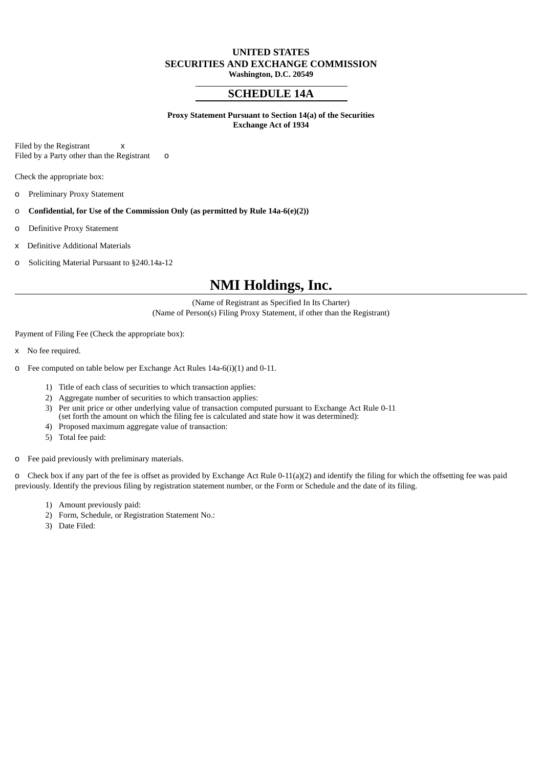**UNITED STATES**
**SECURITIES AND EXCHANGE COMMISSION**
**Washington, D.C. 20549**

## SCHEDULE 14A

**Proxy Statement Pursuant to Section 14(a) of the Securities Exchange Act of 1934**

Filed by the Registrant x
Filed by a Party other than the Registrant o

Check the appropriate box:

o Preliminary Proxy Statement

o **Confidential, for Use of the Commission Only (as permitted by Rule 14a-6(e)(2))**

o Definitive Proxy Statement

x Definitive Additional Materials

o Soliciting Material Pursuant to §240.14a-12

# NMI Holdings, Inc.

(Name of Registrant as Specified In Its Charter)
(Name of Person(s) Filing Proxy Statement, if other than the Registrant)

Payment of Filing Fee (Check the appropriate box):

x No fee required.

o Fee computed on table below per Exchange Act Rules 14a-6(i)(1) and 0-11.

1) Title of each class of securities to which transaction applies:
2) Aggregate number of securities to which transaction applies:
3) Per unit price or other underlying value of transaction computed pursuant to Exchange Act Rule 0-11 (set forth the amount on which the filing fee is calculated and state how it was determined):
4) Proposed maximum aggregate value of transaction:
5) Total fee paid:

o Fee paid previously with preliminary materials.

o Check box if any part of the fee is offset as provided by Exchange Act Rule 0-11(a)(2) and identify the filing for which the offsetting fee was paid previously. Identify the previous filing by registration statement number, or the Form or Schedule and the date of its filing.

1) Amount previously paid:
2) Form, Schedule, or Registration Statement No.:
3) Date Filed: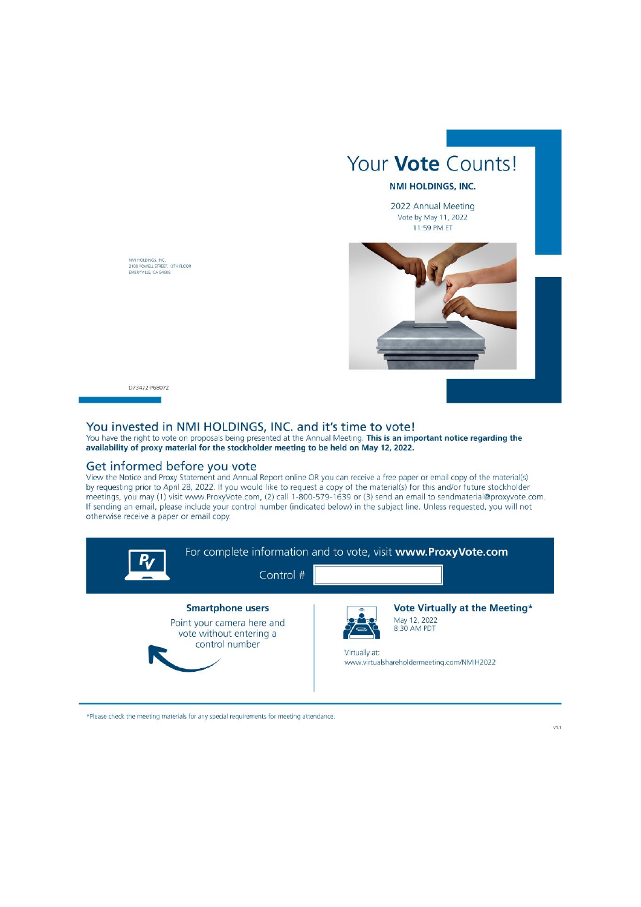NMI HOLDINGS, INC.
2100 POWELL STREET, 12TH FLOOR
EMERYVILLE, CA 94608

D73472-P68072

# Your **Vote** Counts!

**NMI HOLDINGS, INC.**

2022 Annual Meeting
Vote by May 11, 2022
11:59 PM ET

## You invested in NMI HOLDINGS, INC. and it's time to vote!

You have the right to vote on proposals being presented at the Annual Meeting. **This is an important notice regarding the availability of proxy material for the stockholder meeting to be held on May 12, 2022.**

## Get informed before you vote

View the Notice and Proxy Statement and Annual Report online OR you can receive a free paper or email copy of the material(s) by requesting prior to April 28, 2022. If you would like to request a copy of the material(s) for this and/or future stockholder meetings, you may (1) visit www.ProxyVote.com, (2) call 1-800-579-1639 or (3) send an email to sendmaterial@proxyvote.com. If sending an email, please include your control number (indicated below) in the subject line. Unless requested, you will not otherwise receive a paper or email copy.

For complete information and to vote, visit **www.ProxyVote.com**

Control #

**Smartphone users**

Point your camera here and vote without entering a control number

**Vote Virtually at the Meeting***

May 12, 2022
8:30 AM PDT

Virtually at:
www.virtualshareholdermeeting.com/NMIH2022

*Please check the meeting materials for any special requirements for meeting attendance.

V1.1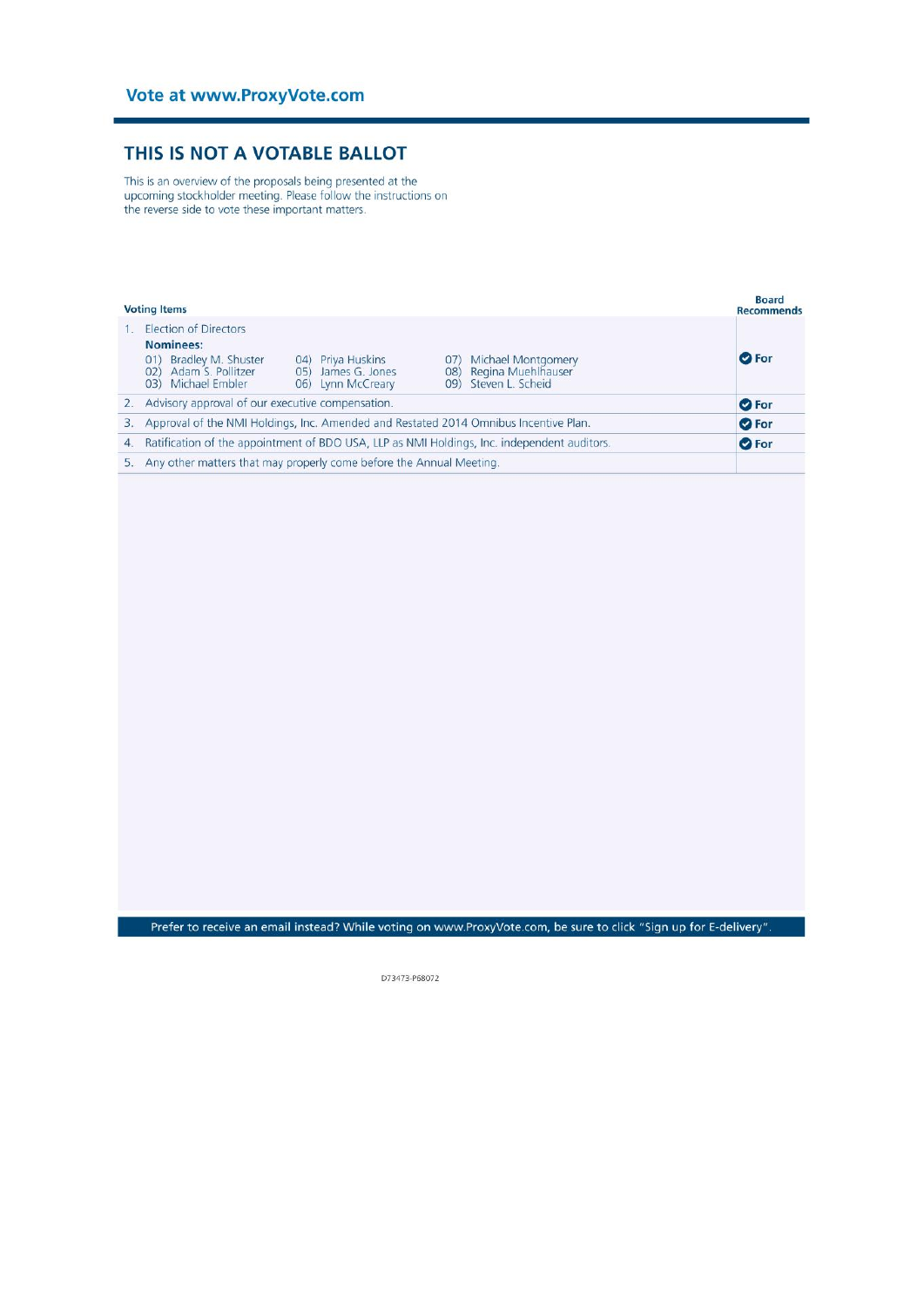## Vote at www.ProxyVote.com

# THIS IS NOT A VOTABLE BALLOT

This is an overview of the proposals being presented at the upcoming stockholder meeting. Please follow the instructions on the reverse side to vote these important matters.

| Voting Items | Board Recommends |
|---|---|
| 1. Election of Directors<br>**Nominees:**<br>01) Bradley M. Shuster<br>02) Adam S. Pollitzer<br>03) Michael Embler<br>04) Priya Huskins<br>05) James G. Jones<br>06) Lynn McCreary<br>07) Michael Montgomery<br>08) Regina Muehlhauser<br>09) Steven L. Scheid | For |
| 2. Advisory approval of our executive compensation. | For |
| 3. Approval of the NMI Holdings, Inc. Amended and Restated 2014 Omnibus Incentive Plan. | For |
| 4. Ratification of the appointment of BDO USA, LLP as NMI Holdings, Inc. independent auditors. | For |
| 5. Any other matters that may properly come before the Annual Meeting. | |

Prefer to receive an email instead? While voting on www.ProxyVote.com, be sure to click "Sign up for E-delivery".

D73473-P68072